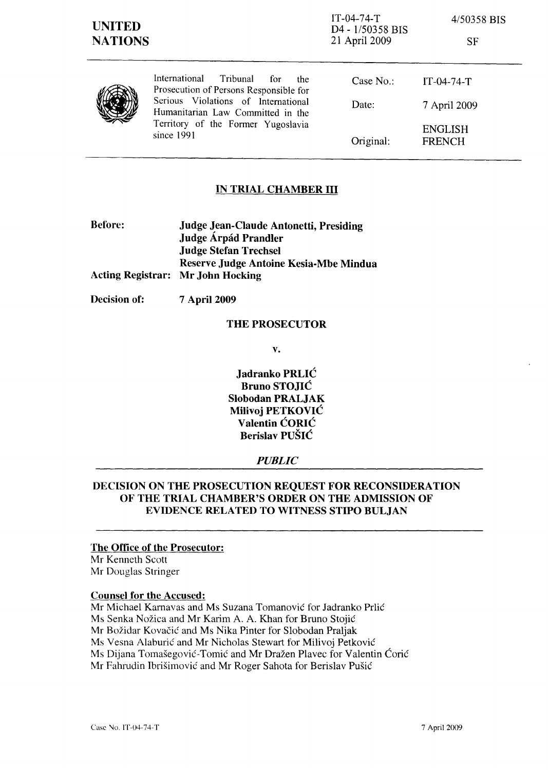**UNITED NATIONS**

IT-04-74-T
D4 - 1/50358 BIS
21 April 2009

4/50358 BIS

SF

International Tribunal for the Prosecution of Persons Responsible for Serious Violations of International Humanitarian Law Committed in the Territory of the Former Yugoslavia since 1991

| | |
|---|---|
| Case No.: | IT-04-74-T |
| Date: | 7 April 2009 |
| Original: | ENGLISH FRENCH |

## IN TRIAL CHAMBER III

**Before:** **Judge Jean-Claude Antonetti, Presiding**
**Judge Árpád Prandler**
**Judge Stefan Trechsel**
**Reserve Judge Antoine Kesia-Mbe Mindua**

**Acting Registrar:** **Mr John Hocking**

**Decision of:** **7 April 2009**

**THE PROSECUTOR**

**v.**

**Jadranko PRLIĆ**
**Bruno STOJIĆ**
**Slobodan PRALJAK**
**Milivoj PETKOVIĆ**
**Valentin ĆORIĆ**
**Berislav PUŠIĆ**

***PUBLIC***

## DECISION ON THE PROSECUTION REQUEST FOR RECONSIDERATION OF THE TRIAL CHAMBER'S ORDER ON THE ADMISSION OF EVIDENCE RELATED TO WITNESS STIPO BULJAN

**The Office of the Prosecutor:**
Mr Kenneth Scott
Mr Douglas Stringer

**Counsel for the Accused:**
Mr Michael Karnavas and Ms Suzana Tomanović for Jadranko Prlić
Ms Senka Nožica and Mr Karim A. A. Khan for Bruno Stojić
Mr Božidar Kovačić and Ms Nika Pinter for Slobodan Praljak
Ms Vesna Alaburić and Mr Nicholas Stewart for Milivoj Petković
Ms Dijana Tomašegović-Tomić and Mr Dražen Plavec for Valentin Ćorić
Mr Fahrudin Ibrišimović and Mr Roger Sahota for Berislav Pušić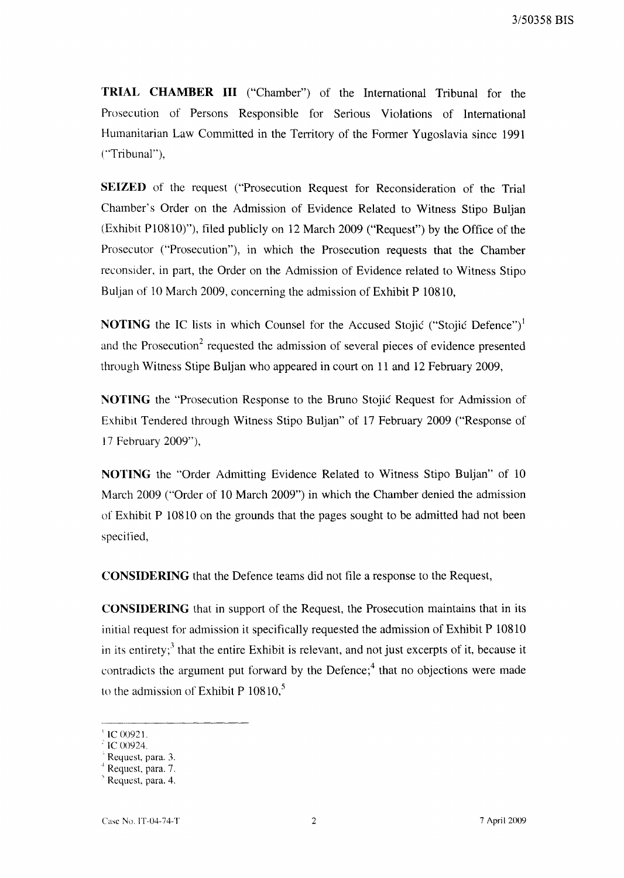**TRIAL CHAMBER III** ("Chamber") of the International Tribunal for the Prosecution of Persons Responsible for Serious Violations of International Humanitarian Law Committed in the Territory of the Former Yugoslavia since 1991 ("Tribunal"),

**SEIZED** of the request ("Prosecution Request for Reconsideration of the Trial Chamber's Order on the Admission of Evidence Related to Witness Stipo Buljan (Exhibit P10810)"), filed publicly on 12 March 2009 ("Request") by the Office of the Prosecutor ("Prosecution"), in which the Prosecution requests that the Chamber reconsider, in part, the Order on the Admission of Evidence related to Witness Stipo Buljan of 10 March 2009, concerning the admission of Exhibit P 10810,

**NOTING** the IC lists in which Counsel for the Accused Stojić ("Stojić Defence")[1] and the Prosecution[2] requested the admission of several pieces of evidence presented through Witness Stipe Buljan who appeared in court on 11 and 12 February 2009,

**NOTING** the "Prosecution Response to the Bruno Stojić Request for Admission of Exhibit Tendered through Witness Stipo Buljan" of 17 February 2009 ("Response of 17 February 2009"),

**NOTING** the "Order Admitting Evidence Related to Witness Stipo Buljan" of 10 March 2009 ("Order of 10 March 2009") in which the Chamber denied the admission of Exhibit P 10810 on the grounds that the pages sought to be admitted had not been specified,

**CONSIDERING** that the Defence teams did not file a response to the Request,

**CONSIDERING** that in support of the Request, the Prosecution maintains that in its initial request for admission it specifically requested the admission of Exhibit P 10810 in its entirety;[3] that the entire Exhibit is relevant, and not just excerpts of it, because it contradicts the argument put forward by the Defence;[4] that no objections were made to the admission of Exhibit P 10810,[5]

---

[1] IC 00921.
[2] IC 00924.
[3] Request, para. 3.
[4] Request, para. 7.
[5] Request, para. 4.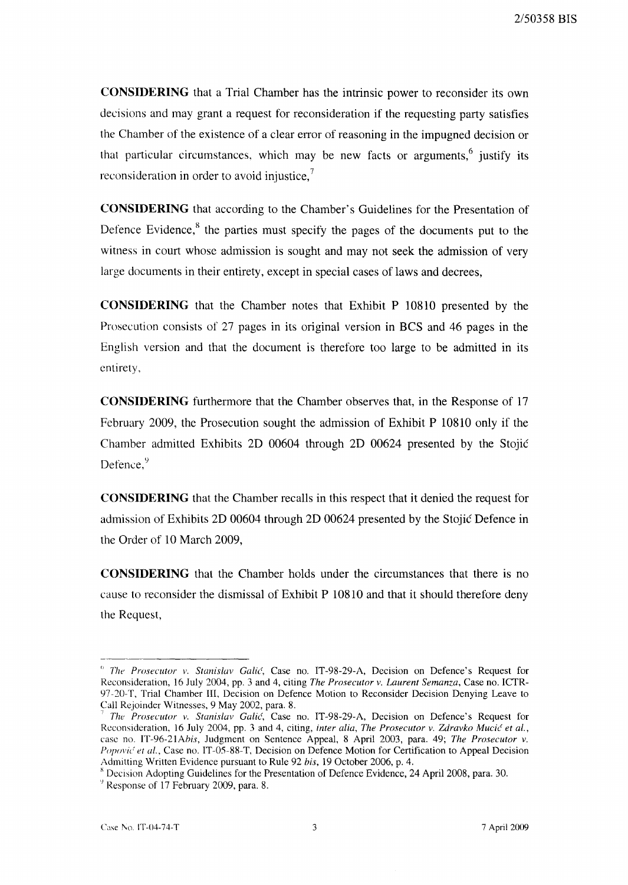**CONSIDERING** that a Trial Chamber has the intrinsic power to reconsider its own decisions and may grant a request for reconsideration if the requesting party satisfies the Chamber of the existence of a clear error of reasoning in the impugned decision or that particular circumstances, which may be new facts or arguments,[6] justify its reconsideration in order to avoid injustice,[7]

**CONSIDERING** that according to the Chamber's Guidelines for the Presentation of Defence Evidence,[8] the parties must specify the pages of the documents put to the witness in court whose admission is sought and may not seek the admission of very large documents in their entirety, except in special cases of laws and decrees,

**CONSIDERING** that the Chamber notes that Exhibit P 10810 presented by the Prosecution consists of 27 pages in its original version in BCS and 46 pages in the English version and that the document is therefore too large to be admitted in its entirety,

**CONSIDERING** furthermore that the Chamber observes that, in the Response of 17 February 2009, the Prosecution sought the admission of Exhibit P 10810 only if the Chamber admitted Exhibits 2D 00604 through 2D 00624 presented by the Stojić Defence,[9]

**CONSIDERING** that the Chamber recalls in this respect that it denied the request for admission of Exhibits 2D 00604 through 2D 00624 presented by the Stojić Defence in the Order of 10 March 2009,

**CONSIDERING** that the Chamber holds under the circumstances that there is no cause to reconsider the dismissal of Exhibit P 10810 and that it should therefore deny the Request,

---

[6] *The Prosecutor v. Stanislav Galić*, Case no. IT-98-29-A, Decision on Defence's Request for Reconsideration, 16 July 2004, pp. 3 and 4, citing *The Prosecutor v. Laurent Semanza*, Case no. ICTR-97-20-T, Trial Chamber III, Decision on Defence Motion to Reconsider Decision Denying Leave to Call Rejoinder Witnesses, 9 May 2002, para. 8.

[7] *The Prosecutor v. Stanislav Galić*, Case no. IT-98-29-A, Decision on Defence's Request for Reconsideration, 16 July 2004, pp. 3 and 4, citing, *inter alia*, *The Prosecutor v. Zdravko Mucić et al.*, case no. IT-96-21A*bis*, Judgment on Sentence Appeal, 8 April 2003, para. 49; *The Prosecutor v. Popović et al.*, Case no. IT-05-88-T, Decision on Defence Motion for Certification to Appeal Decision Admitting Written Evidence pursuant to Rule 92 *bis*, 19 October 2006, p. 4.

[8] Decision Adopting Guidelines for the Presentation of Defence Evidence, 24 April 2008, para. 30.

[9] Response of 17 February 2009, para. 8.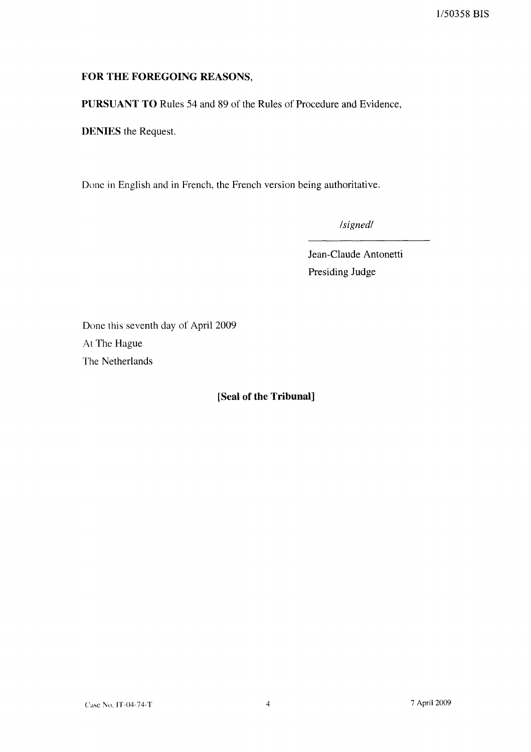**FOR THE FOREGOING REASONS,**

**PURSUANT TO** Rules 54 and 89 of the Rules of Procedure and Evidence,

**DENIES** the Request.

Done in English and in French, the French version being authoritative.

*/signed/*

Jean-Claude Antonetti
Presiding Judge

Done this seventh day of April 2009
At The Hague
The Netherlands

**[Seal of the Tribunal]**